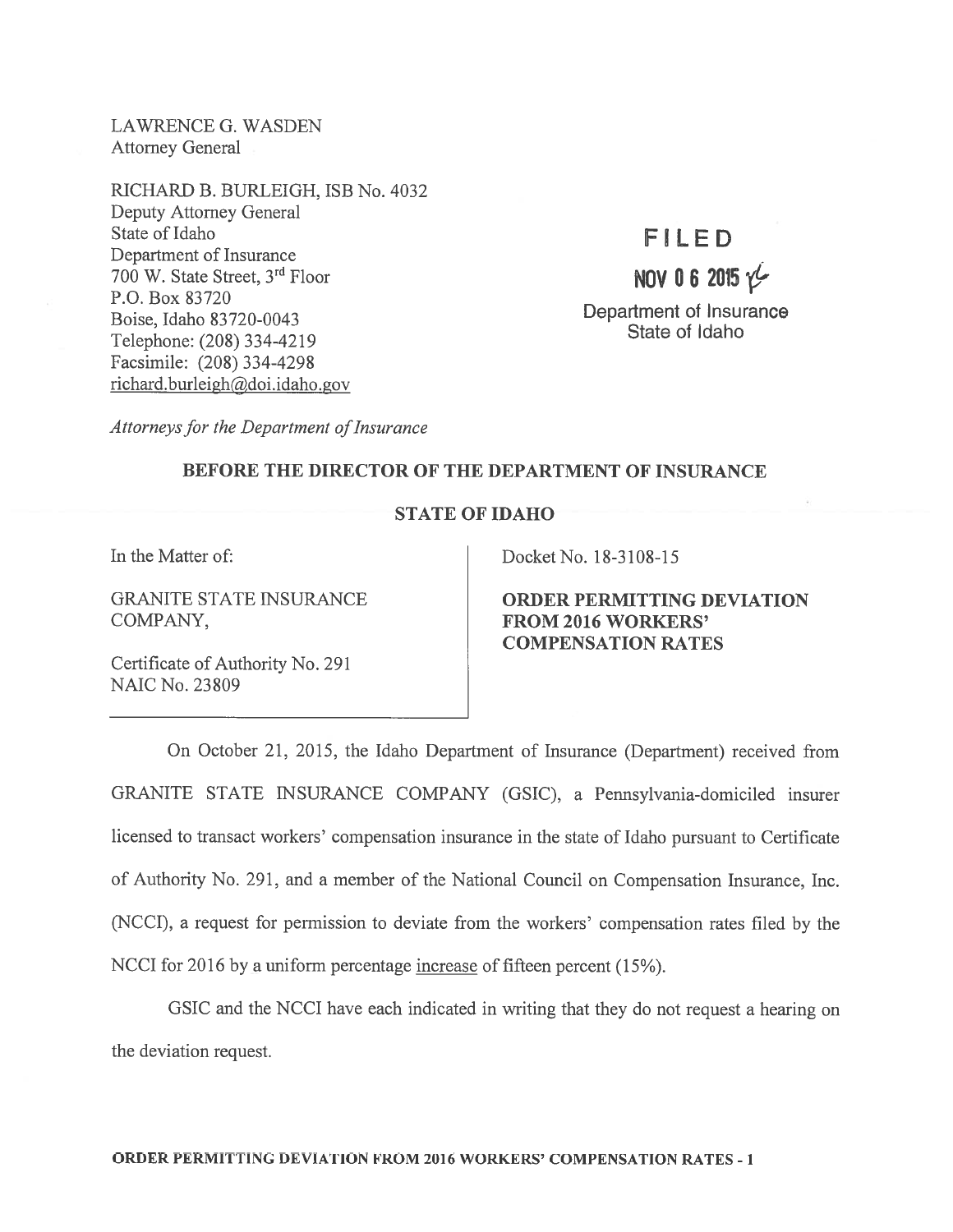LAWRENCE G. WASDEN
Attorney General

RICHARD B. BURLEIGH, ISB No. 4032
Deputy Attorney General
State of Idaho
Department of Insurance
700 W. State Street, 3rd Floor
P.O. Box 83720
Boise, Idaho 83720-0043
Telephone: (208) 334-4219
Facsimile: (208) 334-4298
richard.burleigh@doi.idaho.gov

*Attorneys for the Department of Insurance*

FILED
NOV 06 2015
Department of Insurance
State of Idaho

**BEFORE THE DIRECTOR OF THE DEPARTMENT OF INSURANCE**

**STATE OF IDAHO**

In the Matter of:

GRANITE STATE INSURANCE COMPANY,

Certificate of Authority No. 291
NAIC No. 23809

Docket No. 18-3108-15

**ORDER PERMITTING DEVIATION FROM 2016 WORKERS' COMPENSATION RATES**

On October 21, 2015, the Idaho Department of Insurance (Department) received from GRANITE STATE INSURANCE COMPANY (GSIC), a Pennsylvania-domiciled insurer licensed to transact workers' compensation insurance in the state of Idaho pursuant to Certificate of Authority No. 291, and a member of the National Council on Compensation Insurance, Inc. (NCCI), a request for permission to deviate from the workers' compensation rates filed by the NCCI for 2016 by a uniform percentage increase of fifteen percent (15%).

GSIC and the NCCI have each indicated in writing that they do not request a hearing on the deviation request.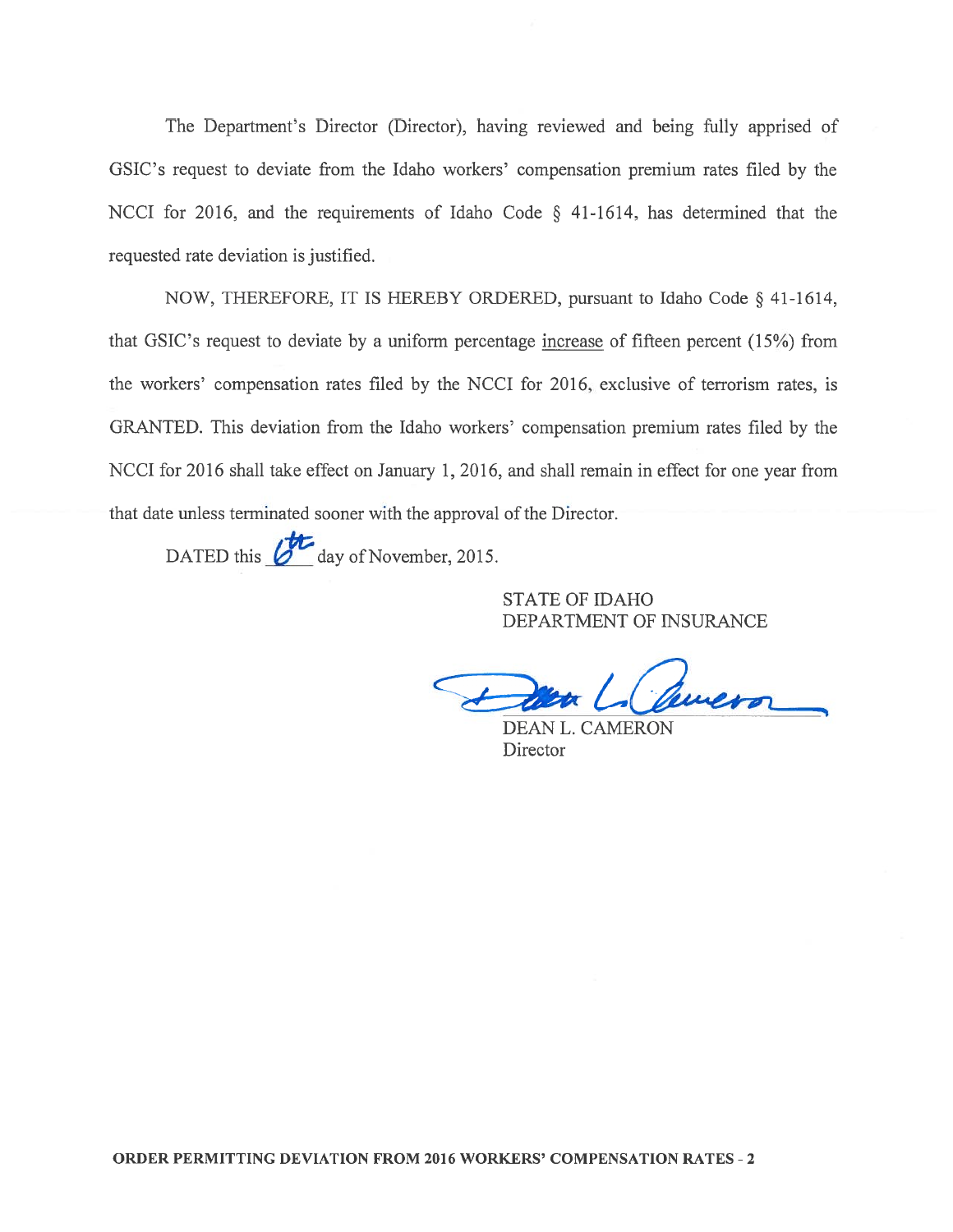The Department's Director (Director), having reviewed and being fully apprised of GSIC's request to deviate from the Idaho workers' compensation premium rates filed by the NCCI for 2016, and the requirements of Idaho Code § 41-1614, has determined that the requested rate deviation is justified.

NOW, THEREFORE, IT IS HEREBY ORDERED, pursuant to Idaho Code § 41-1614, that GSIC's request to deviate by a uniform percentage increase of fifteen percent (15%) from the workers' compensation rates filed by the NCCI for 2016, exclusive of terrorism rates, is GRANTED. This deviation from the Idaho workers' compensation premium rates filed by the NCCI for 2016 shall take effect on January 1, 2016, and shall remain in effect for one year from that date unless terminated sooner with the approval of the Director.

DATED this 6th day of November, 2015.

STATE OF IDAHO
DEPARTMENT OF INSURANCE

DEAN L. CAMERON
Director

**ORDER PERMITTING DEVIATION FROM 2016 WORKERS' COMPENSATION RATES - 2**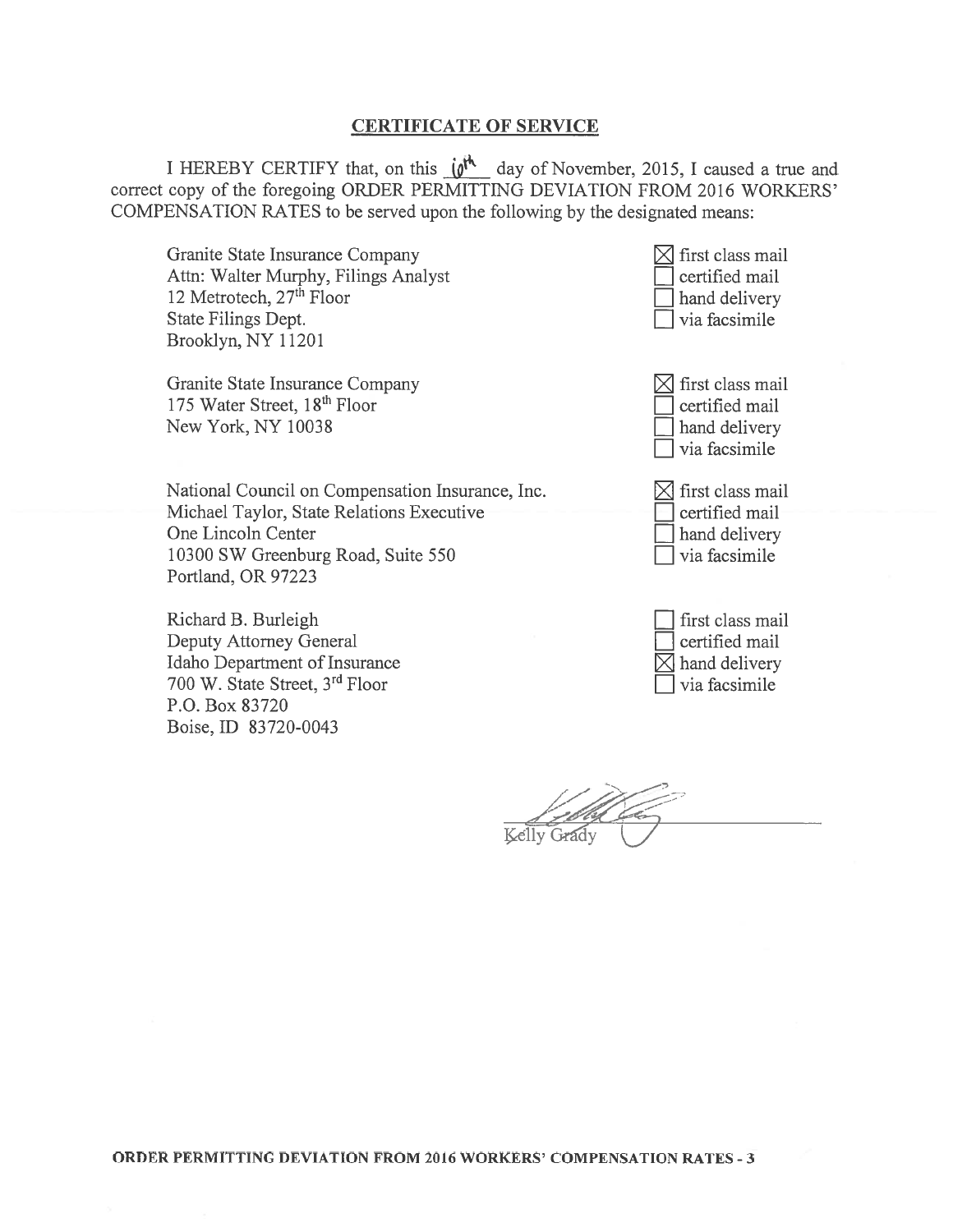## CERTIFICATE OF SERVICE

I HEREBY CERTIFY that, on this 10th day of November, 2015, I caused a true and correct copy of the foregoing ORDER PERMITTING DEVIATION FROM 2016 WORKERS' COMPENSATION RATES to be served upon the following by the designated means:

| | |
|---|---|
| Granite State Insurance Company<br>Attn: Walter Murphy, Filings Analyst<br>12 Metrotech, 27th Floor<br>State Filings Dept.<br>Brooklyn, NY 11201 | ☒ first class mail<br>☐ certified mail<br>☐ hand delivery<br>☐ via facsimile |
| Granite State Insurance Company<br>175 Water Street, 18th Floor<br>New York, NY 10038 | ☒ first class mail<br>☐ certified mail<br>☐ hand delivery<br>☐ via facsimile |
| National Council on Compensation Insurance, Inc.<br>Michael Taylor, State Relations Executive<br>One Lincoln Center<br>10300 SW Greenburg Road, Suite 550<br>Portland, OR 97223 | ☒ first class mail<br>☐ certified mail<br>☐ hand delivery<br>☐ via facsimile |
| Richard B. Burleigh<br>Deputy Attorney General<br>Idaho Department of Insurance<br>700 W. State Street, 3rd Floor<br>P.O. Box 83720<br>Boise, ID 83720-0043 | ☐ first class mail<br>☐ certified mail<br>☒ hand delivery<br>☐ via facsimile |

Kelly Grady